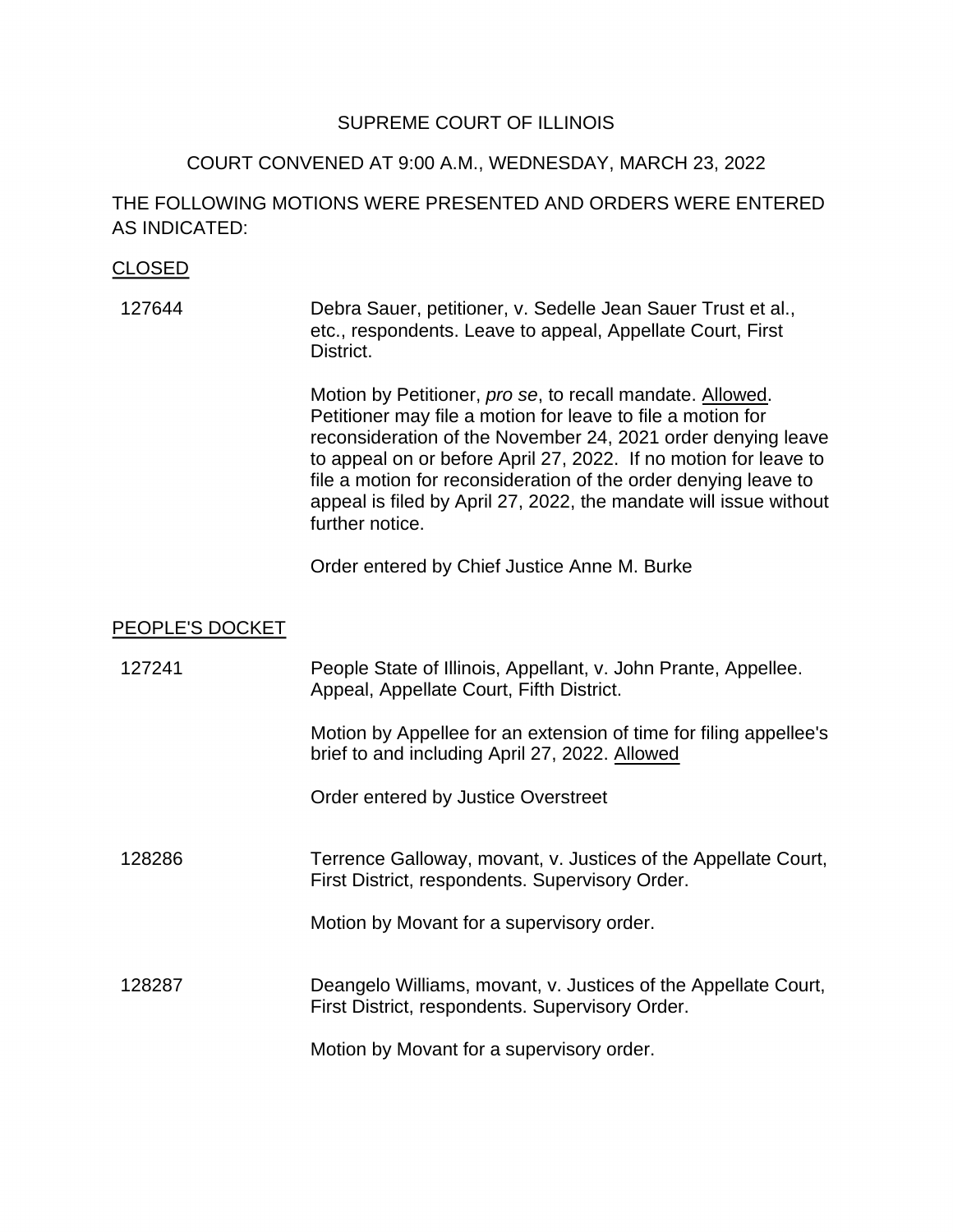SUPREME COURT OF ILLINOIS

COURT CONVENED AT 9:00 A.M., WEDNESDAY, MARCH 23, 2022

THE FOLLOWING MOTIONS WERE PRESENTED AND ORDERS WERE ENTERED AS INDICATED:

<u>CLOSED</u>

127644 — Debra Sauer, petitioner, v. Sedelle Jean Sauer Trust et al., etc., respondents. Leave to appeal, Appellate Court, First District.

Motion by Petitioner, *pro se*, to recall mandate. <u>Allowed</u>. Petitioner may file a motion for leave to file a motion for reconsideration of the November 24, 2021 order denying leave to appeal on or before April 27, 2022. If no motion for leave to file a motion for reconsideration of the order denying leave to appeal is filed by April 27, 2022, the mandate will issue without further notice.

Order entered by Chief Justice Anne M. Burke

<u>PEOPLE'S DOCKET</u>

127241 — People State of Illinois, Appellant, v. John Prante, Appellee. Appeal, Appellate Court, Fifth District.

Motion by Appellee for an extension of time for filing appellee's brief to and including April 27, 2022. <u>Allowed</u>

Order entered by Justice Overstreet

128286 — Terrence Galloway, movant, v. Justices of the Appellate Court, First District, respondents. Supervisory Order.

Motion by Movant for a supervisory order.

128287 — Deangelo Williams, movant, v. Justices of the Appellate Court, First District, respondents. Supervisory Order.

Motion by Movant for a supervisory order.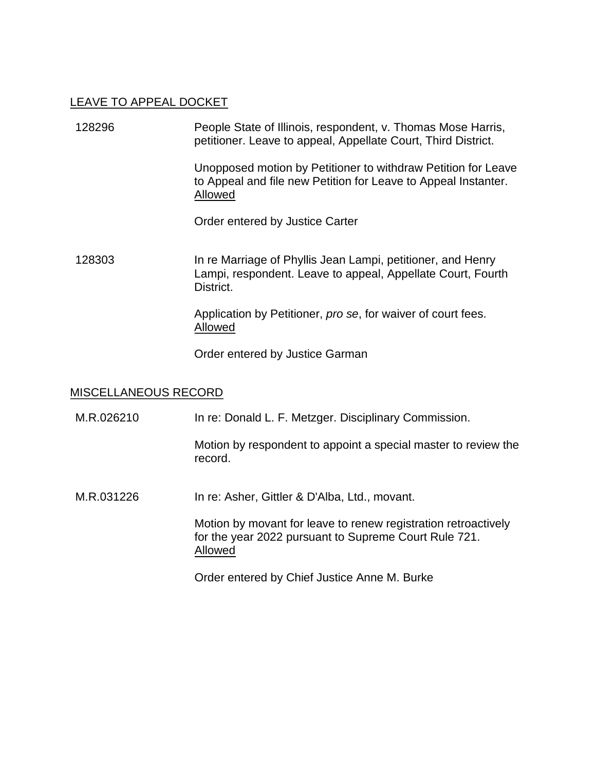## LEAVE TO APPEAL DOCKET

128296 People State of Illinois, respondent, v. Thomas Mose Harris, petitioner. Leave to appeal, Appellate Court, Third District.

Unopposed motion by Petitioner to withdraw Petition for Leave to Appeal and file new Petition for Leave to Appeal Instanter. Allowed

Order entered by Justice Carter

128303 In re Marriage of Phyllis Jean Lampi, petitioner, and Henry Lampi, respondent. Leave to appeal, Appellate Court, Fourth District.

Application by Petitioner, *pro se*, for waiver of court fees. Allowed

Order entered by Justice Garman

## MISCELLANEOUS RECORD

M.R.026210 In re: Donald L. F. Metzger. Disciplinary Commission.

Motion by respondent to appoint a special master to review the record.

M.R.031226 In re: Asher, Gittler & D'Alba, Ltd., movant.

Motion by movant for leave to renew registration retroactively for the year 2022 pursuant to Supreme Court Rule 721. Allowed

Order entered by Chief Justice Anne M. Burke